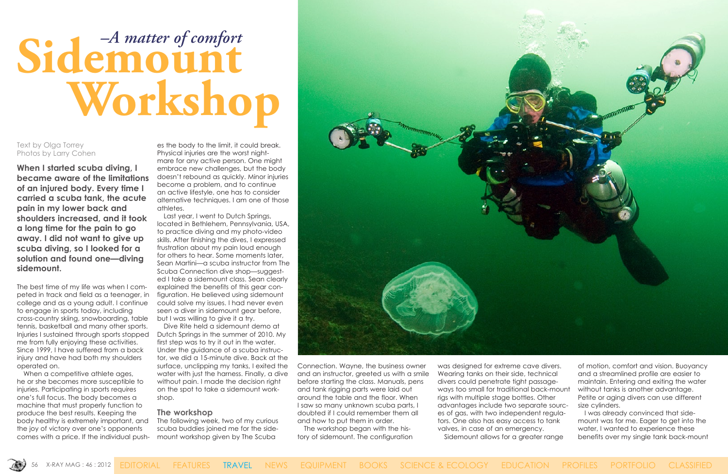# Sidemount Workshop

## –A matter of comfort

Text by Olga Torrey
Photos by Larry Cohen

**When I started scuba diving, I became aware of the limitations of an injured body. Every time I carried a scuba tank, the acute pain in my lower back and shoulders increased, and it took a long time for the pain to go away. I did not want to give up scuba diving, so I looked for a solution and found one—diving sidemount.**

The best time of my life was when I competed in track and field as a teenager, in college and as a young adult. I continue to engage in sports today, including cross-country skiing, snowboarding, table tennis, basketball and many other sports. Injuries I sustained through sports stopped me from fully enjoying these activities. Since 1999, I have suffered from a back injury and have had both my shoulders operated on.

When a competitive athlete ages, he or she becomes more susceptible to injuries. Participating in sports requires one's full focus. The body becomes a machine that must properly function to produce the best results. Keeping the body healthy is extremely important, and the joy of victory over one's opponents comes with a price. If the individual pushes the body to the limit, it could break. Physical injuries are the worst nightmare for any active person. One might embrace new challenges, but the body doesn't rebound as quickly. Minor injuries become a problem, and to continue an active lifestyle, one has to consider alternative techniques. I am one of those athletes.

Last year, I went to Dutch Springs, located in Bethlehem, Pennsylvania, USA, to practice diving and my photo-video skills. After finishing the dives, I expressed frustration about my pain loud enough for others to hear. Some moments later, Sean Martini—a scuba instructor from The Scuba Connection dive shop—suggested I take a sidemount class. Sean clearly explained the benefits of this gear configuration. He believed using sidemount could solve my issues. I had never even seen a diver in sidemount gear before, but I was willing to give it a try.

Dive Rite held a sidemount demo at Dutch Springs in the summer of 2010. My first step was to try it out in the water. Under the guidance of a scuba instructor, we did a 15-minute dive. Back at the surface, unclipping my tanks, I exited the water with just the harness. Finally, a dive without pain. I made the decision right on the spot to take a sidemount workshop.

### The workshop

The following week, two of my curious scuba buddies joined me for the sidemount workshop given by The Scuba Connection. Wayne, the business owner and an instructor, greeted us with a smile before starting the class. Manuals, pens and tank rigging parts were laid out around the table and the floor. When I saw so many unknown scuba parts, I doubted if I could remember them all and how to put them in order.

The workshop began with the history of sidemount. The configuration was designed for extreme cave divers. Wearing tanks on their side, technical divers could penetrate tight passageways too small for traditional back-mount rigs with multiple stage bottles. Other advantages include two separate sources of gas, with two independent regulators. One also has easy access to tank valves, in case of an emergency.

Sidemount allows for a greater range of motion, comfort and vision. Buoyancy and a streamlined profile are easier to maintain. Entering and exiting the water without tanks is another advantage. Petite or aging divers can use different size cylinders.

I was already convinced that sidemount was for me. Eager to get into the water, I wanted to experience these benefits over my single tank back-mount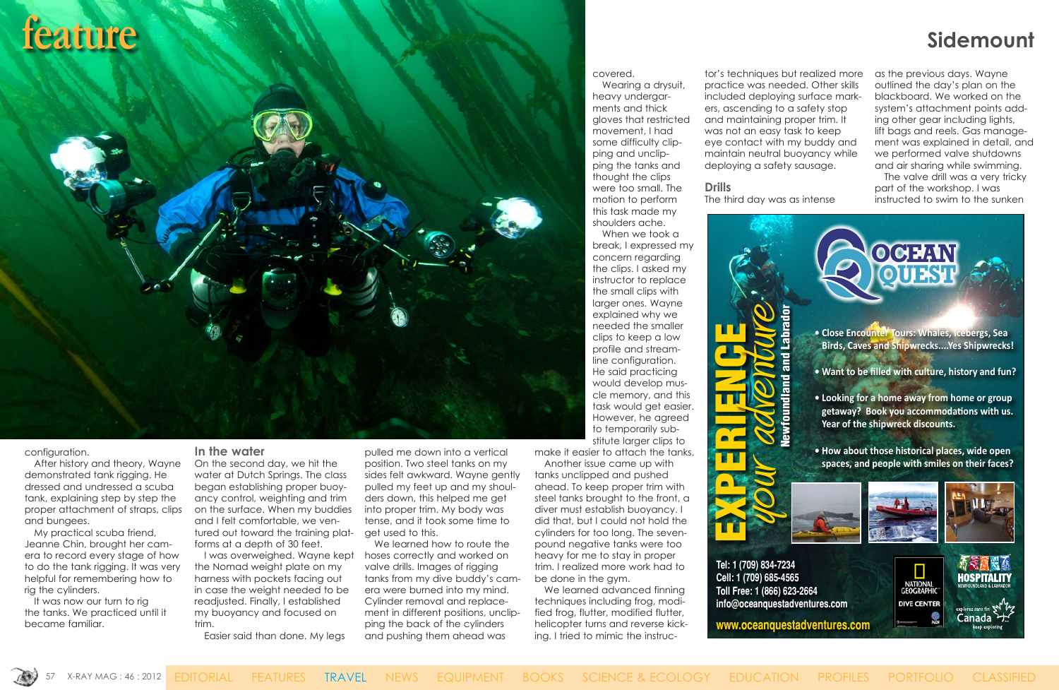configuration.

After history and theory, Wayne demonstrated tank rigging. He dressed and undressed a scuba tank, explaining step by step the proper attachment of straps, clips and bungees.

My practical scuba friend, Jeanne Chin, brought her camera to record every stage of how to do the tank rigging. It was very helpful for remembering how to rig the cylinders.

It was now our turn to rig the tanks. We practiced until it became familiar.

## In the water

On the second day, we hit the water at Dutch Springs. The class began establishing proper buoyancy control, weighting and trim on the surface. When my buddies and I felt comfortable, we ventured out toward the training platforms at a depth of 30 feet.

I was overweighed. Wayne kept the Nomad weight plate on my harness with pockets facing out in case the weight needed to be readjusted. Finally, I established my buoyancy and focused on trim.

Easier said than done. My legs pulled me down into a vertical position. Two steel tanks on my sides felt awkward. Wayne gently pulled my feet up and my shoulders down, this helped me get into proper trim. My body was tense, and it took some time to get used to this.

We learned how to route the hoses correctly and worked on valve drills. Images of rigging tanks from my dive buddy's camera were burned into my mind. Cylinder removal and replacement in different positions, unclipping the back of the cylinders and pushing them ahead was covered.

Wearing a drysuit, heavy undergarments and thick gloves that restricted movement, I had some difficulty clipping and unclipping the tanks and thought the clips were too small. The motion to perform this task made my shoulders ache.

When we took a break, I expressed my concern regarding the clips. I asked my instructor to replace the small clips with larger ones. Wayne explained why we needed the smaller clips to keep a low profile and streamline configuration. He said practicing would develop muscle memory, and this task would get easier. However, he agreed to temporarily substitute larger clips to make it easier to attach the tanks.

Another issue came up with tanks unclipped and pushed ahead. To keep proper trim with steel tanks brought to the front, a diver must establish buoyancy. I did that, but I could not hold the cylinders for too long. The seven-pound negative tanks were too heavy for me to stay in proper trim. I realized more work had to be done in the gym.

We learned advanced finning techniques including frog, modified frog, flutter, modified flutter, helicopter turns and reverse kicking. I tried to mimic the instructor's techniques but realized more practice was needed. Other skills included deploying surface markers, ascending to a safety stop and maintaining proper trim. It was not an easy task to keep eye contact with my buddy and maintain neutral buoyancy while deploying a safety sausage.

## Drills

The third day was as intense as the previous days. Wayne outlined the day's plan on the blackboard. We worked on the system's attachment points adding other gear including lights, lift bags and reels. Gas management was explained in detail, and we performed valve shutdowns and air sharing while swimming.

The valve drill was a very tricky part of the workshop. I was instructed to swim to the sunken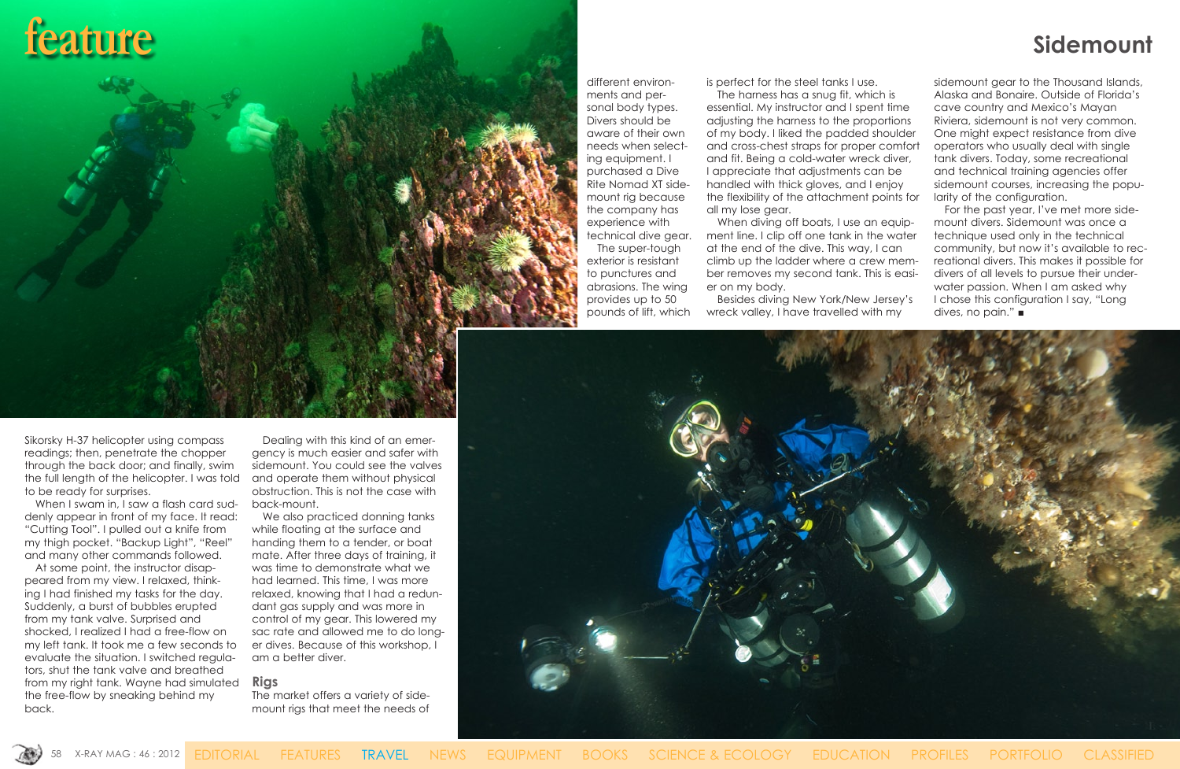Sikorsky H-37 helicopter using compass readings; then, penetrate the chopper through the back door; and finally, swim the full length of the helicopter. I was told to be ready for surprises.

When I swam in, I saw a flash card suddenly appear in front of my face. It read: "Cutting Tool". I pulled out a knife from my thigh pocket. "Backup Light", "Reel" and many other commands followed.

At some point, the instructor disappeared from my view. I relaxed, thinking I had finished my tasks for the day. Suddenly, a burst of bubbles erupted from my tank valve. Surprised and shocked, I realized I had a free-flow on my left tank. It took me a few seconds to evaluate the situation. I switched regulators, shut the tank valve and breathed from my right tank. Wayne had simulated the free-flow by sneaking behind my back.

Dealing with this kind of an emergency is much easier and safer with sidemount. You could see the valves and operate them without physical obstruction. This is not the case with back-mount.

We also practiced donning tanks while floating at the surface and handing them to a tender, or boat mate. After three days of training, it was time to demonstrate what we had learned. This time, I was more relaxed, knowing that I had a redundant gas supply and was more in control of my gear. This lowered my sac rate and allowed me to do longer dives. Because of this workshop, I am a better diver.

### Rigs

The market offers a variety of sidemount rigs that meet the needs of different environments and personal body types. Divers should be aware of their own needs when selecting equipment. I purchased a Dive Rite Nomad XT sidemount rig because the company has experience with technical dive gear.

The super-tough exterior is resistant to punctures and abrasions. The wing provides up to 50 pounds of lift, which is perfect for the steel tanks I use.

The harness has a snug fit, which is essential. My instructor and I spent time adjusting the harness to the proportions of my body. I liked the padded shoulder and cross-chest straps for proper comfort and fit. Being a cold-water wreck diver, I appreciate that adjustments can be handled with thick gloves, and I enjoy the flexibility of the attachment points for all my lose gear.

When diving off boats, I use an equipment line. I clip off one tank in the water at the end of the dive. This way, I can climb up the ladder where a crew member removes my second tank. This is easier on my body.

Besides diving New York/New Jersey's wreck valley, I have travelled with my sidemount gear to the Thousand Islands, Alaska and Bonaire. Outside of Florida's cave country and Mexico's Mayan Riviera, sidemount is not very common. One might expect resistance from dive operators who usually deal with single tank divers. Today, some recreational and technical training agencies offer sidemount courses, increasing the popularity of the configuration.

For the past year, I've met more sidemount divers. Sidemount was once a technique used only in the technical community, but now it's available to recreational divers. This makes it possible for divers of all levels to pursue their underwater passion. When I am asked why I chose this configuration I say, "Long dives, no pain." ■